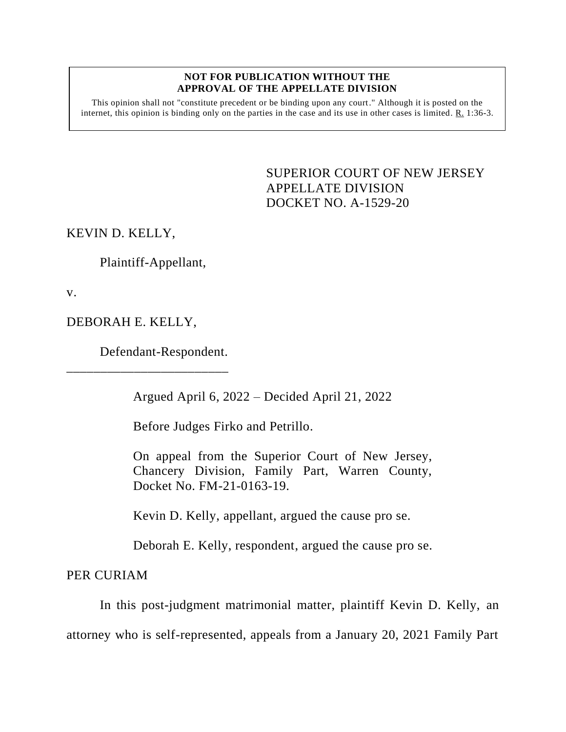**NOT FOR PUBLICATION WITHOUT THE APPROVAL OF THE APPELLATE DIVISION**

This opinion shall not "constitute precedent or be binding upon any court." Although it is posted on the internet, this opinion is binding only on the parties in the case and its use in other cases is limited. R. 1:36-3.

SUPERIOR COURT OF NEW JERSEY
APPELLATE DIVISION
DOCKET NO. A-1529-20

KEVIN D. KELLY,

Plaintiff-Appellant,

v.

DEBORAH E. KELLY,

Defendant-Respondent.

\_\_\_\_\_\_\_\_\_\_\_\_\_\_\_\_\_\_\_\_\_\_\_\_\_\_

Argued April 6, 2022 – Decided April 21, 2022

Before Judges Firko and Petrillo.

On appeal from the Superior Court of New Jersey, Chancery Division, Family Part, Warren County, Docket No. FM-21-0163-19.

Kevin D. Kelly, appellant, argued the cause pro se.

Deborah E. Kelly, respondent, argued the cause pro se.

PER CURIAM

In this post-judgment matrimonial matter, plaintiff Kevin D. Kelly, an attorney who is self-represented, appeals from a January 20, 2021 Family Part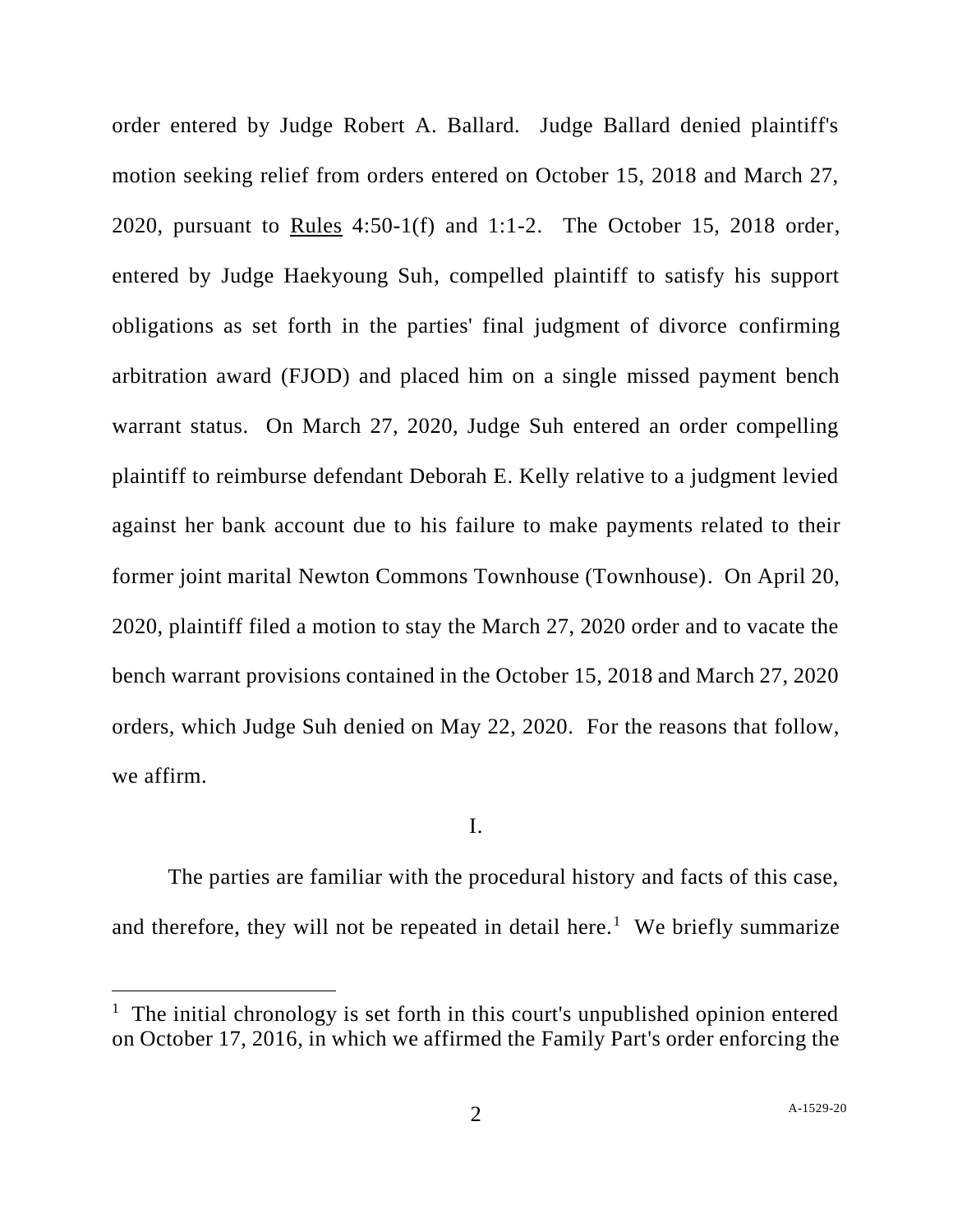order entered by Judge Robert A. Ballard. Judge Ballard denied plaintiff's motion seeking relief from orders entered on October 15, 2018 and March 27, 2020, pursuant to Rules 4:50-1(f) and 1:1-2. The October 15, 2018 order, entered by Judge Haekyoung Suh, compelled plaintiff to satisfy his support obligations as set forth in the parties' final judgment of divorce confirming arbitration award (FJOD) and placed him on a single missed payment bench warrant status. On March 27, 2020, Judge Suh entered an order compelling plaintiff to reimburse defendant Deborah E. Kelly relative to a judgment levied against her bank account due to his failure to make payments related to their former joint marital Newton Commons Townhouse (Townhouse). On April 20, 2020, plaintiff filed a motion to stay the March 27, 2020 order and to vacate the bench warrant provisions contained in the October 15, 2018 and March 27, 2020 orders, which Judge Suh denied on May 22, 2020. For the reasons that follow, we affirm.

I.

The parties are familiar with the procedural history and facts of this case, and therefore, they will not be repeated in detail here.[1] We briefly summarize

[1] The initial chronology is set forth in this court's unpublished opinion entered on October 17, 2016, in which we affirmed the Family Part's order enforcing the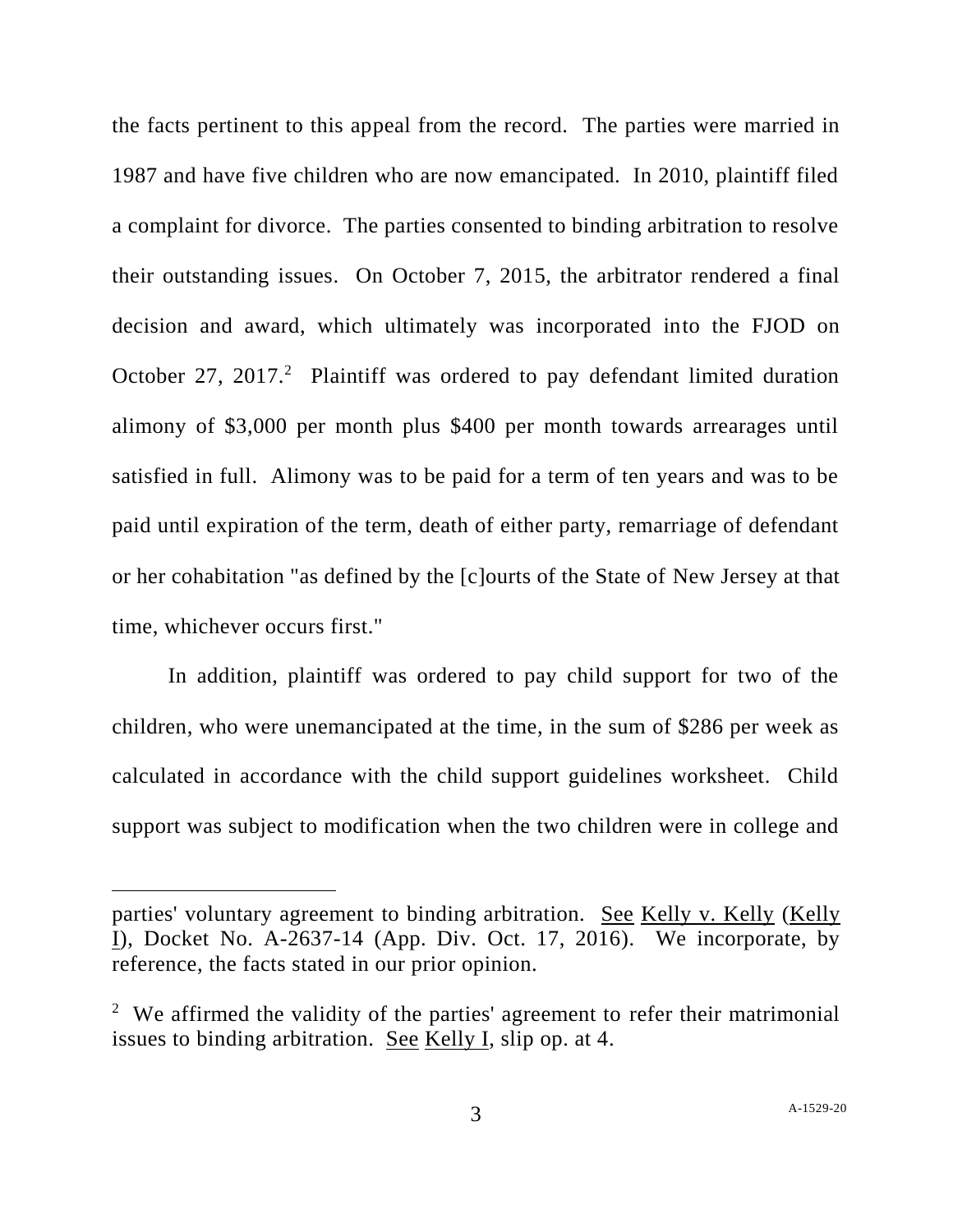the facts pertinent to this appeal from the record. The parties were married in 1987 and have five children who are now emancipated. In 2010, plaintiff filed a complaint for divorce. The parties consented to binding arbitration to resolve their outstanding issues. On October 7, 2015, the arbitrator rendered a final decision and award, which ultimately was incorporated into the FJOD on October 27, 2017.[2] Plaintiff was ordered to pay defendant limited duration alimony of $3,000 per month plus $400 per month towards arrearages until satisfied in full. Alimony was to be paid for a term of ten years and was to be paid until expiration of the term, death of either party, remarriage of defendant or her cohabitation "as defined by the [c]ourts of the State of New Jersey at that time, whichever occurs first."

In addition, plaintiff was ordered to pay child support for two of the children, who were unemancipated at the time, in the sum of $286 per week as calculated in accordance with the child support guidelines worksheet. Child support was subject to modification when the two children were in college and

---

parties' voluntary agreement to binding arbitration. See Kelly v. Kelly (Kelly I), Docket No. A-2637-14 (App. Div. Oct. 17, 2016). We incorporate, by reference, the facts stated in our prior opinion.

[2] We affirmed the validity of the parties' agreement to refer their matrimonial issues to binding arbitration. See Kelly I, slip op. at 4.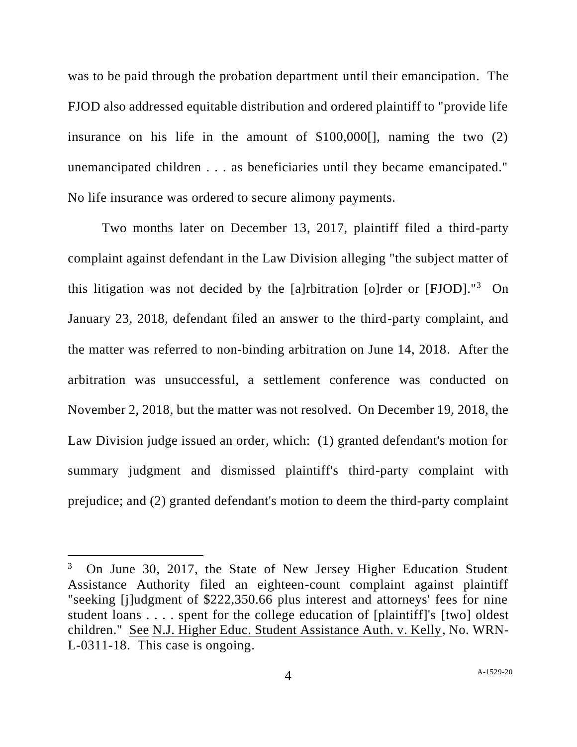was to be paid through the probation department until their emancipation. The FJOD also addressed equitable distribution and ordered plaintiff to "provide life insurance on his life in the amount of $100,000[], naming the two (2) unemancipated children . . . as beneficiaries until they became emancipated." No life insurance was ordered to secure alimony payments.

Two months later on December 13, 2017, plaintiff filed a third-party complaint against defendant in the Law Division alleging "the subject matter of this litigation was not decided by the [a]rbitration [o]rder or [FJOD]."[3] On January 23, 2018, defendant filed an answer to the third-party complaint, and the matter was referred to non-binding arbitration on June 14, 2018. After the arbitration was unsuccessful, a settlement conference was conducted on November 2, 2018, but the matter was not resolved. On December 19, 2018, the Law Division judge issued an order, which: (1) granted defendant's motion for summary judgment and dismissed plaintiff's third-party complaint with prejudice; and (2) granted defendant's motion to deem the third-party complaint

---

[3] On June 30, 2017, the State of New Jersey Higher Education Student Assistance Authority filed an eighteen-count complaint against plaintiff "seeking [j]udgment of $222,350.66 plus interest and attorneys' fees for nine student loans . . . . spent for the college education of [plaintiff]'s [two] oldest children." See N.J. Higher Educ. Student Assistance Auth. v. Kelly, No. WRN-L-0311-18. This case is ongoing.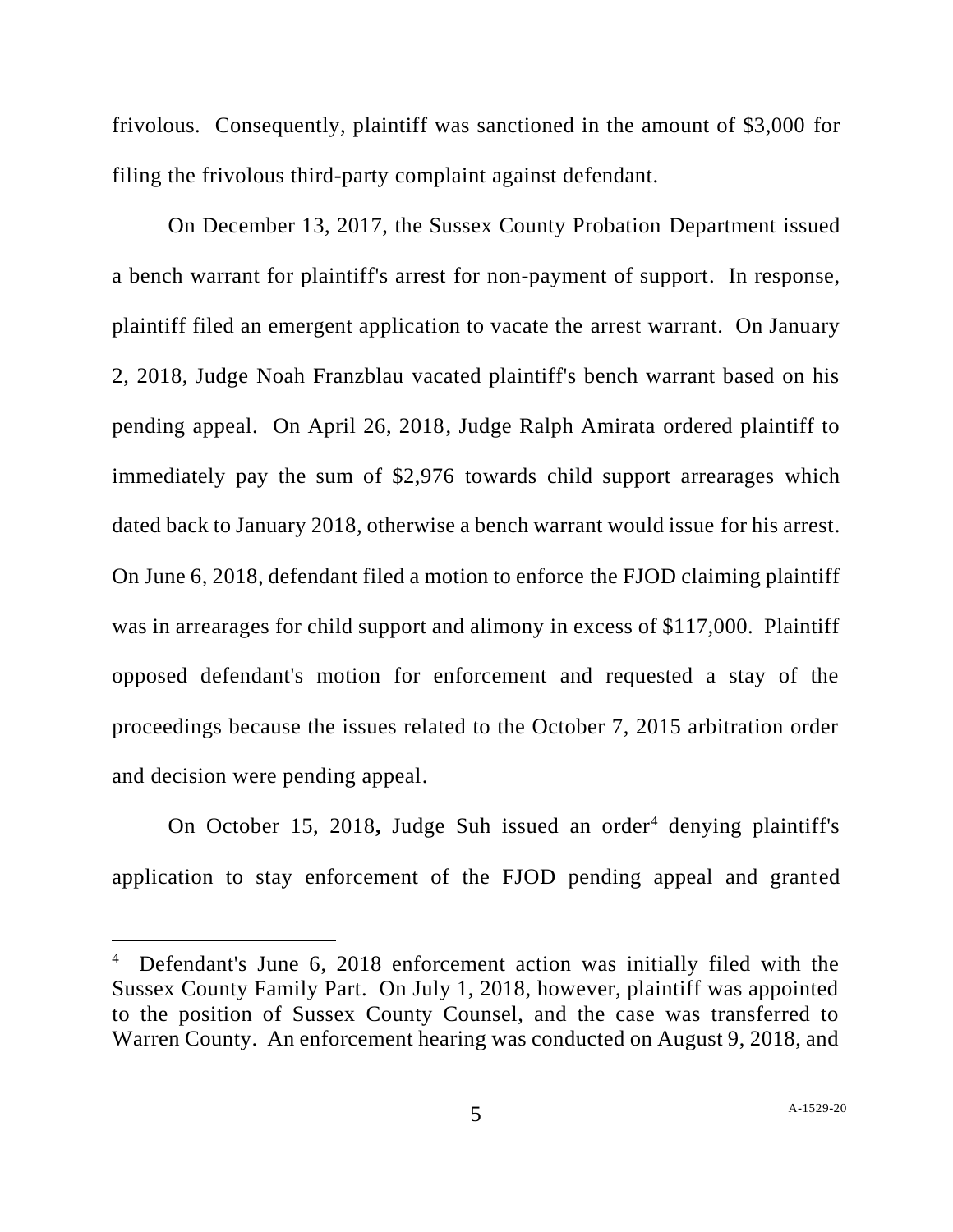frivolous. Consequently, plaintiff was sanctioned in the amount of $3,000 for filing the frivolous third-party complaint against defendant.

On December 13, 2017, the Sussex County Probation Department issued a bench warrant for plaintiff's arrest for non-payment of support. In response, plaintiff filed an emergent application to vacate the arrest warrant. On January 2, 2018, Judge Noah Franzblau vacated plaintiff's bench warrant based on his pending appeal. On April 26, 2018, Judge Ralph Amirata ordered plaintiff to immediately pay the sum of $2,976 towards child support arrearages which dated back to January 2018, otherwise a bench warrant would issue for his arrest. On June 6, 2018, defendant filed a motion to enforce the FJOD claiming plaintiff was in arrearages for child support and alimony in excess of $117,000. Plaintiff opposed defendant's motion for enforcement and requested a stay of the proceedings because the issues related to the October 7, 2015 arbitration order and decision were pending appeal.

On October 15, 2018, Judge Suh issued an order[4] denying plaintiff's application to stay enforcement of the FJOD pending appeal and granted

[4] Defendant's June 6, 2018 enforcement action was initially filed with the Sussex County Family Part. On July 1, 2018, however, plaintiff was appointed to the position of Sussex County Counsel, and the case was transferred to Warren County. An enforcement hearing was conducted on August 9, 2018, and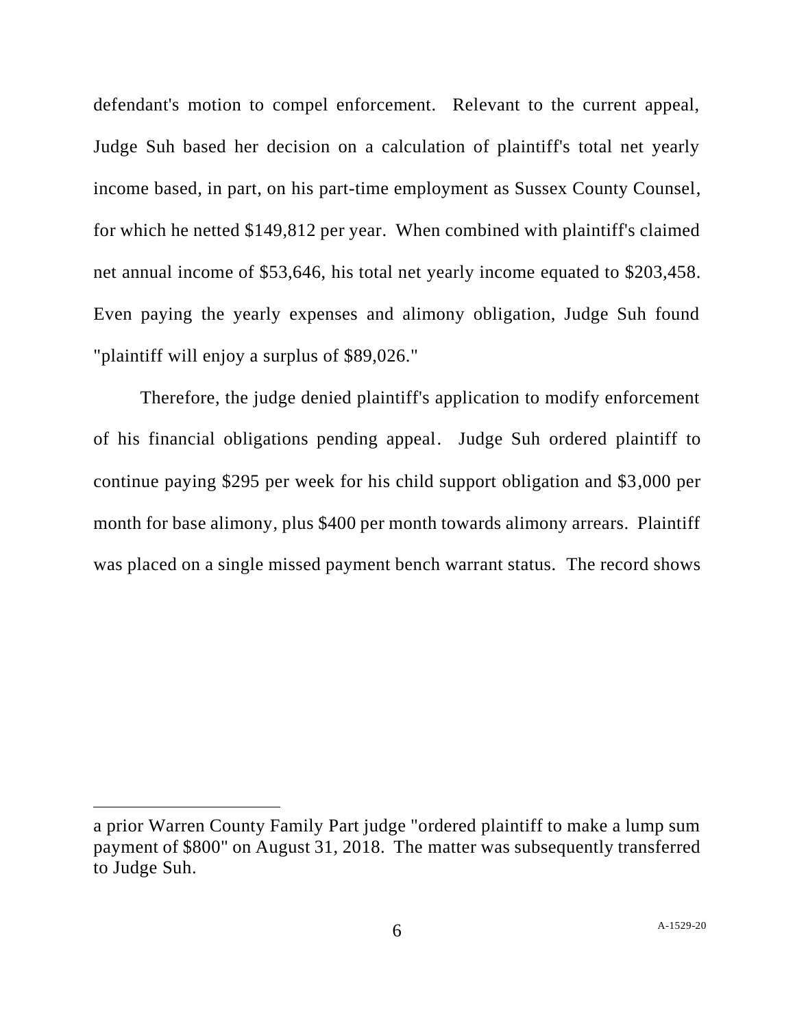defendant's motion to compel enforcement. Relevant to the current appeal, Judge Suh based her decision on a calculation of plaintiff's total net yearly income based, in part, on his part-time employment as Sussex County Counsel, for which he netted $149,812 per year. When combined with plaintiff's claimed net annual income of $53,646, his total net yearly income equated to $203,458. Even paying the yearly expenses and alimony obligation, Judge Suh found "plaintiff will enjoy a surplus of $89,026."

Therefore, the judge denied plaintiff's application to modify enforcement of his financial obligations pending appeal. Judge Suh ordered plaintiff to continue paying $295 per week for his child support obligation and $3,000 per month for base alimony, plus $400 per month towards alimony arrears. Plaintiff was placed on a single missed payment bench warrant status. The record shows

---

a prior Warren County Family Part judge "ordered plaintiff to make a lump sum payment of $800" on August 31, 2018. The matter was subsequently transferred to Judge Suh.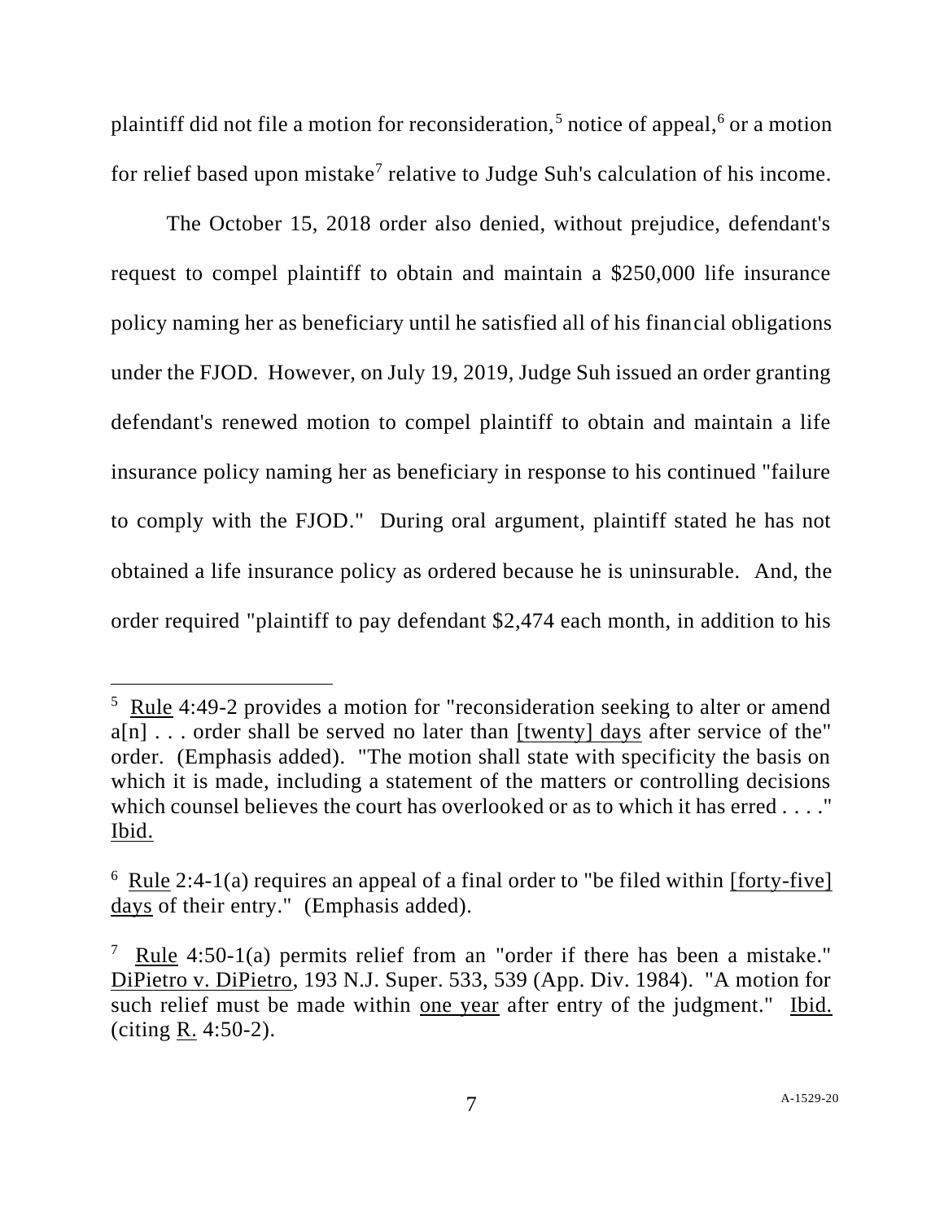plaintiff did not file a motion for reconsideration,[5] notice of appeal,[6] or a motion for relief based upon mistake[7] relative to Judge Suh's calculation of his income.

The October 15, 2018 order also denied, without prejudice, defendant's request to compel plaintiff to obtain and maintain a $250,000 life insurance policy naming her as beneficiary until he satisfied all of his financial obligations under the FJOD. However, on July 19, 2019, Judge Suh issued an order granting defendant's renewed motion to compel plaintiff to obtain and maintain a life insurance policy naming her as beneficiary in response to his continued "failure to comply with the FJOD." During oral argument, plaintiff stated he has not obtained a life insurance policy as ordered because he is uninsurable. And, the order required "plaintiff to pay defendant $2,474 each month, in addition to his

---

[5] Rule 4:49-2 provides a motion for "reconsideration seeking to alter or amend a[n] . . . order shall be served no later than [twenty] days after service of the" order. (Emphasis added). "The motion shall state with specificity the basis on which it is made, including a statement of the matters or controlling decisions which counsel believes the court has overlooked or as to which it has erred . . . ." Ibid.

[6] Rule 2:4-1(a) requires an appeal of a final order to "be filed within [forty-five] days of their entry." (Emphasis added).

[7] Rule 4:50-1(a) permits relief from an "order if there has been a mistake." DiPietro v. DiPietro, 193 N.J. Super. 533, 539 (App. Div. 1984). "A motion for such relief must be made within one year after entry of the judgment." Ibid. (citing R. 4:50-2).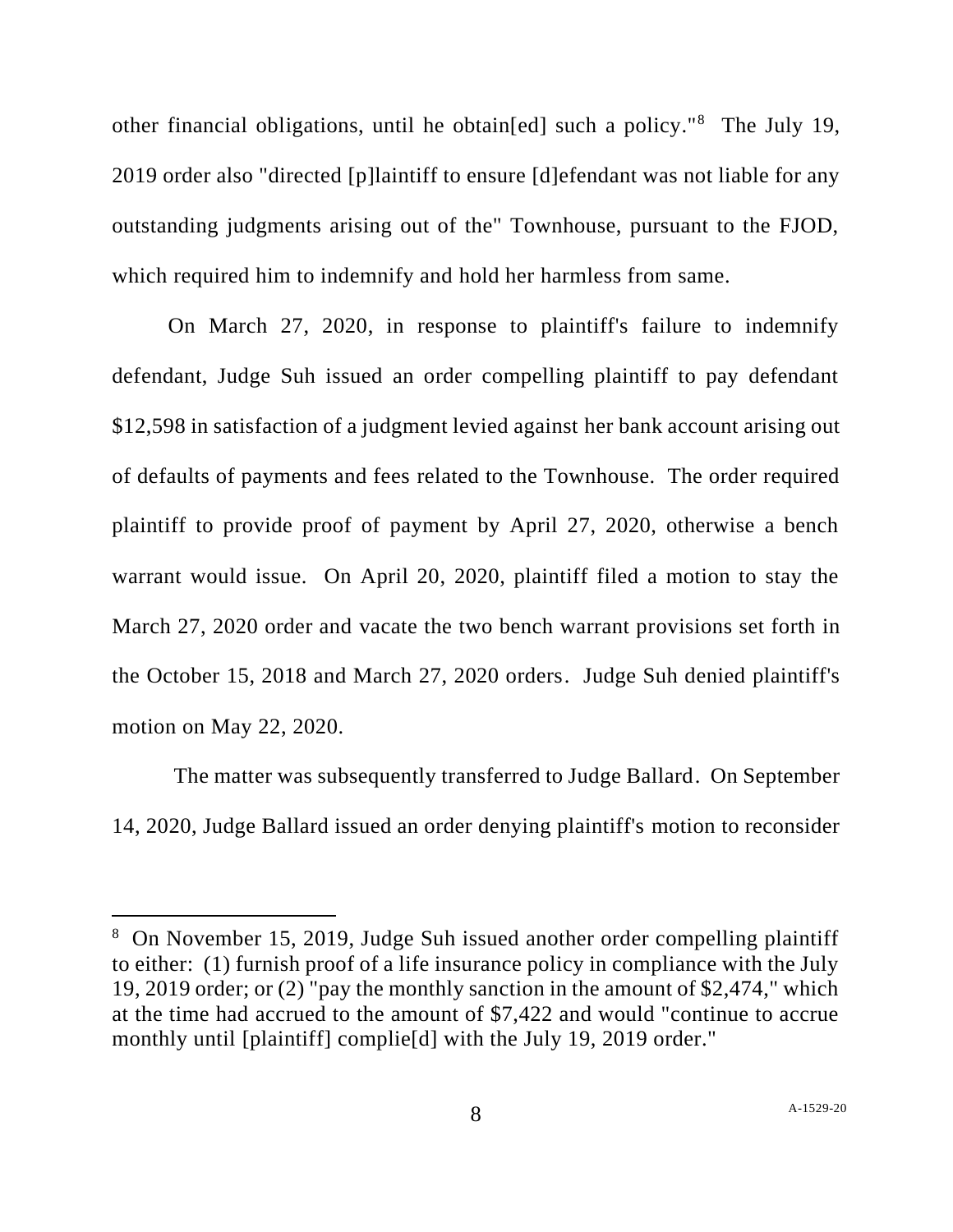other financial obligations, until he obtain[ed] such a policy."[8] The July 19, 2019 order also "directed [p]laintiff to ensure [d]efendant was not liable for any outstanding judgments arising out of the" Townhouse, pursuant to the FJOD, which required him to indemnify and hold her harmless from same.

On March 27, 2020, in response to plaintiff's failure to indemnify defendant, Judge Suh issued an order compelling plaintiff to pay defendant $12,598 in satisfaction of a judgment levied against her bank account arising out of defaults of payments and fees related to the Townhouse. The order required plaintiff to provide proof of payment by April 27, 2020, otherwise a bench warrant would issue. On April 20, 2020, plaintiff filed a motion to stay the March 27, 2020 order and vacate the two bench warrant provisions set forth in the October 15, 2018 and March 27, 2020 orders. Judge Suh denied plaintiff's motion on May 22, 2020.

The matter was subsequently transferred to Judge Ballard. On September 14, 2020, Judge Ballard issued an order denying plaintiff's motion to reconsider

---

[8] On November 15, 2019, Judge Suh issued another order compelling plaintiff to either: (1) furnish proof of a life insurance policy in compliance with the July 19, 2019 order; or (2) "pay the monthly sanction in the amount of $2,474," which at the time had accrued to the amount of $7,422 and would "continue to accrue monthly until [plaintiff] complie[d] with the July 19, 2019 order."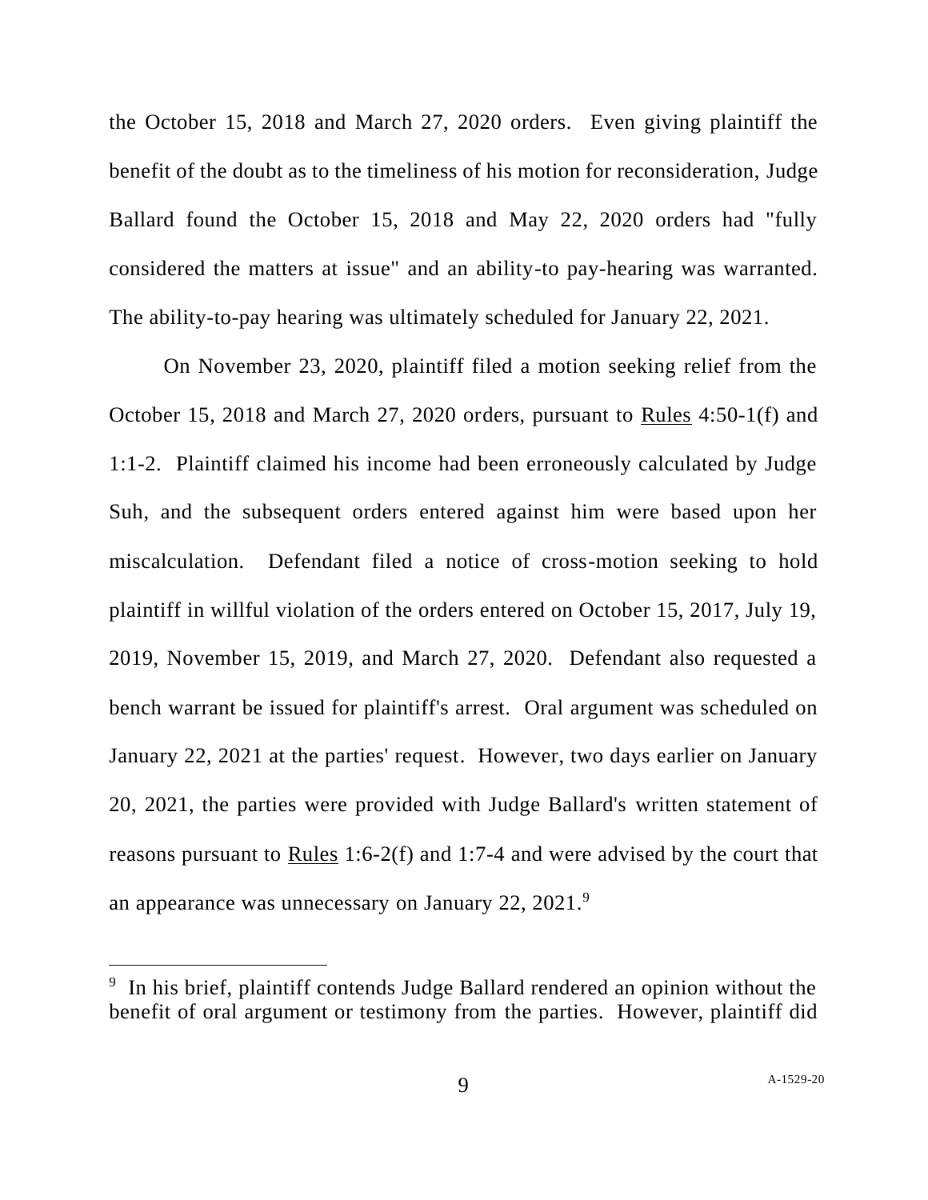the October 15, 2018 and March 27, 2020 orders. Even giving plaintiff the benefit of the doubt as to the timeliness of his motion for reconsideration, Judge Ballard found the October 15, 2018 and May 22, 2020 orders had "fully considered the matters at issue" and an ability-to pay-hearing was warranted. The ability-to-pay hearing was ultimately scheduled for January 22, 2021.

On November 23, 2020, plaintiff filed a motion seeking relief from the October 15, 2018 and March 27, 2020 orders, pursuant to <u>Rules</u> 4:50-1(f) and 1:1-2. Plaintiff claimed his income had been erroneously calculated by Judge Suh, and the subsequent orders entered against him were based upon her miscalculation. Defendant filed a notice of cross-motion seeking to hold plaintiff in willful violation of the orders entered on October 15, 2017, July 19, 2019, November 15, 2019, and March 27, 2020. Defendant also requested a bench warrant be issued for plaintiff's arrest. Oral argument was scheduled on January 22, 2021 at the parties' request. However, two days earlier on January 20, 2021, the parties were provided with Judge Ballard's written statement of reasons pursuant to <u>Rules</u> 1:6-2(f) and 1:7-4 and were advised by the court that an appearance was unnecessary on January 22, 2021.[9]

---

[9] In his brief, plaintiff contends Judge Ballard rendered an opinion without the benefit of oral argument or testimony from the parties. However, plaintiff did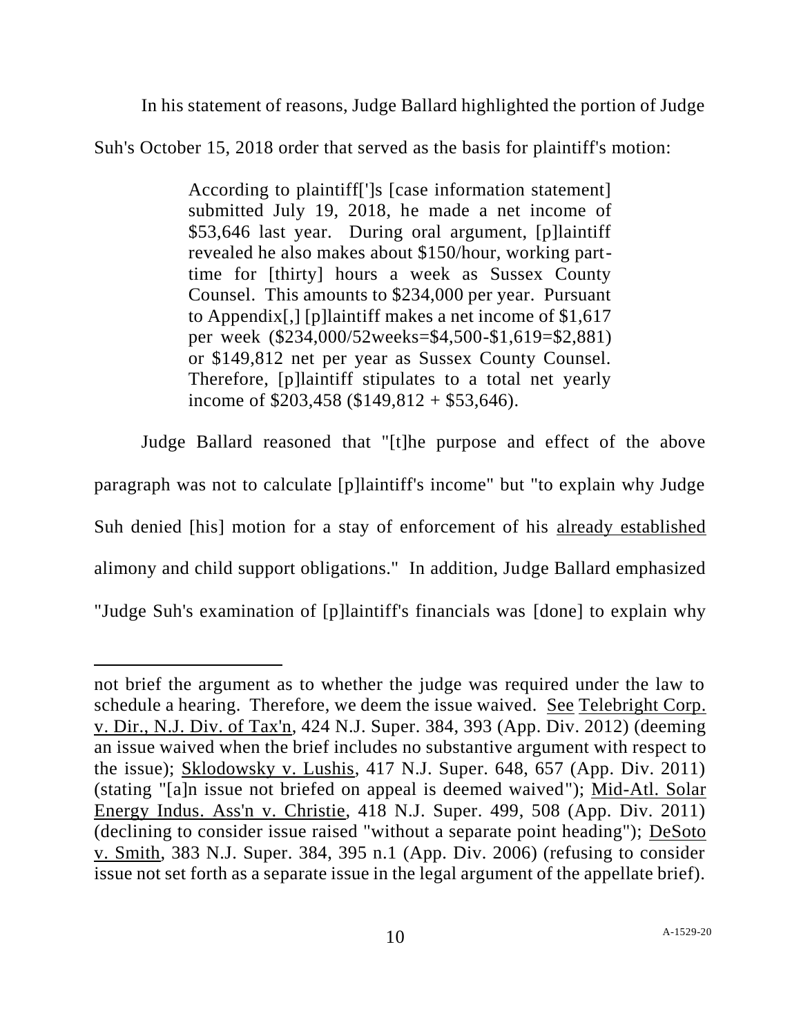In his statement of reasons, Judge Ballard highlighted the portion of Judge Suh's October 15, 2018 order that served as the basis for plaintiff's motion:

> According to plaintiff[']s [case information statement] submitted July 19, 2018, he made a net income of $53,646 last year. During oral argument, [p]laintiff revealed he also makes about $150/hour, working part-time for [thirty] hours a week as Sussex County Counsel. This amounts to $234,000 per year. Pursuant to Appendix[,] [p]laintiff makes a net income of $1,617 per week ($234,000/52weeks=$4,500-$1,619=$2,881) or $149,812 net per year as Sussex County Counsel. Therefore, [p]laintiff stipulates to a total net yearly income of $203,458 ($149,812 + $53,646).

Judge Ballard reasoned that "[t]he purpose and effect of the above paragraph was not to calculate [p]laintiff's income" but "to explain why Judge Suh denied [his] motion for a stay of enforcement of his <u>already established</u> alimony and child support obligations." In addition, Judge Ballard emphasized "Judge Suh's examination of [p]laintiff's financials was [done] to explain why

---

not brief the argument as to whether the judge was required under the law to schedule a hearing. Therefore, we deem the issue waived. <u>See</u> <u>Telebright Corp. v. Dir., N.J. Div. of Tax'n</u>, 424 N.J. Super. 384, 393 (App. Div. 2012) (deeming an issue waived when the brief includes no substantive argument with respect to the issue); <u>Sklodowsky v. Lushis</u>, 417 N.J. Super. 648, 657 (App. Div. 2011) (stating "[a]n issue not briefed on appeal is deemed waived"); <u>Mid-Atl. Solar Energy Indus. Ass'n v. Christie</u>, 418 N.J. Super. 499, 508 (App. Div. 2011) (declining to consider issue raised "without a separate point heading"); <u>DeSoto v. Smith</u>, 383 N.J. Super. 384, 395 n.1 (App. Div. 2006) (refusing to consider issue not set forth as a separate issue in the legal argument of the appellate brief).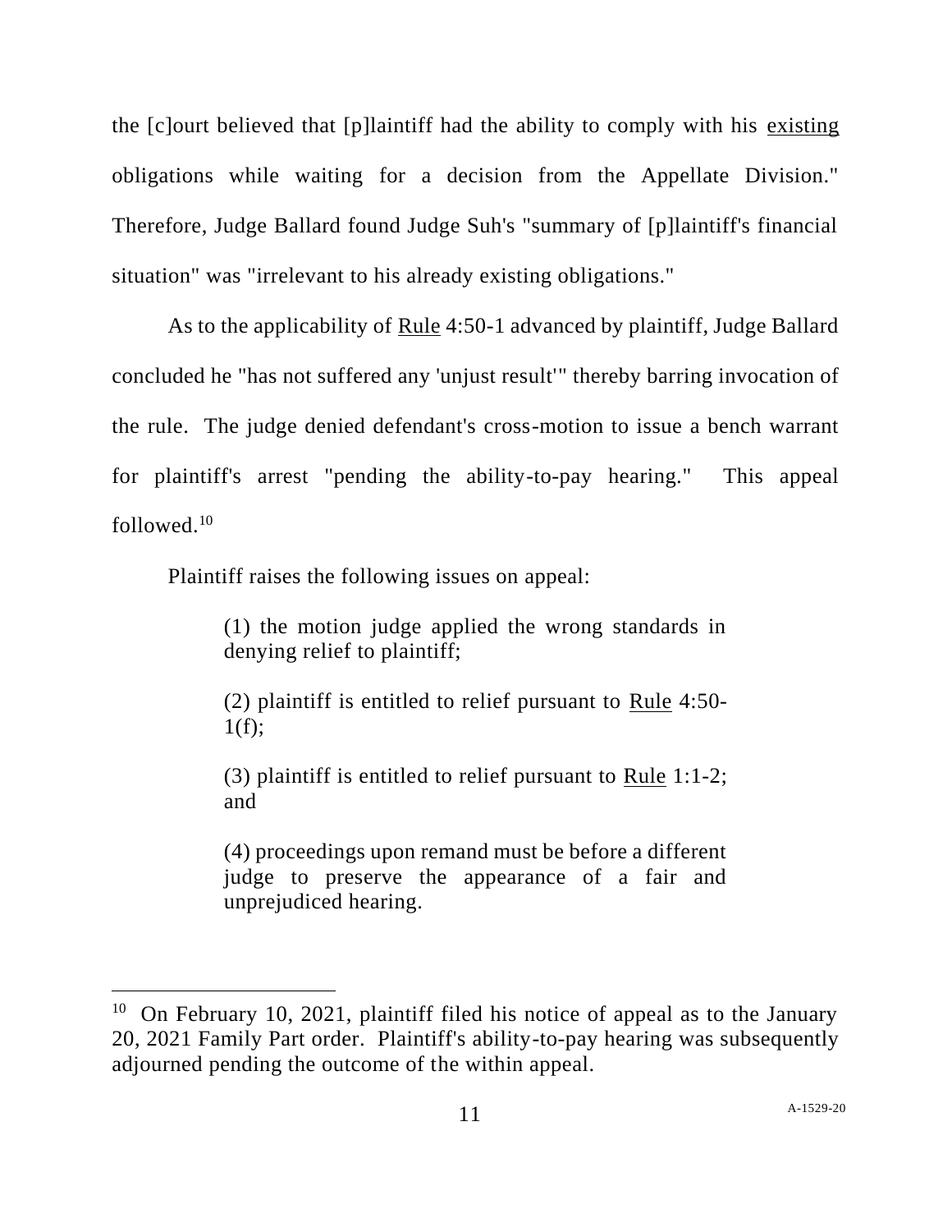the [c]ourt believed that [p]laintiff had the ability to comply with his existing obligations while waiting for a decision from the Appellate Division." Therefore, Judge Ballard found Judge Suh's "summary of [p]laintiff's financial situation" was "irrelevant to his already existing obligations."

As to the applicability of Rule 4:50-1 advanced by plaintiff, Judge Ballard concluded he "has not suffered any 'unjust result'" thereby barring invocation of the rule. The judge denied defendant's cross-motion to issue a bench warrant for plaintiff's arrest "pending the ability-to-pay hearing." This appeal followed.[10]

Plaintiff raises the following issues on appeal:

> (1) the motion judge applied the wrong standards in denying relief to plaintiff;
>
> (2) plaintiff is entitled to relief pursuant to Rule 4:50-1(f);
>
> (3) plaintiff is entitled to relief pursuant to Rule 1:1-2; and
>
> (4) proceedings upon remand must be before a different judge to preserve the appearance of a fair and unprejudiced hearing.

---

[10] On February 10, 2021, plaintiff filed his notice of appeal as to the January 20, 2021 Family Part order. Plaintiff's ability-to-pay hearing was subsequently adjourned pending the outcome of the within appeal.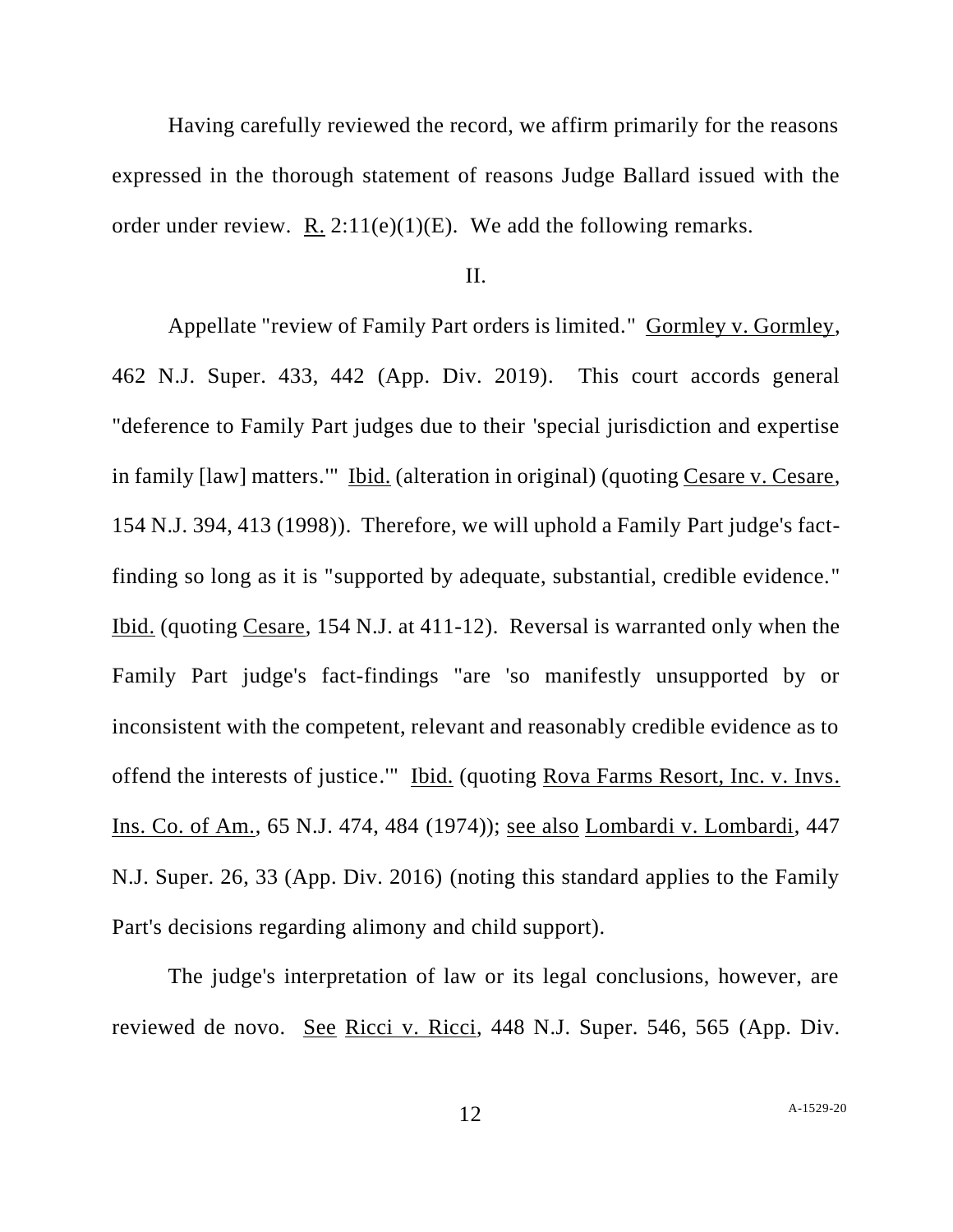Having carefully reviewed the record, we affirm primarily for the reasons expressed in the thorough statement of reasons Judge Ballard issued with the order under review. R. 2:11(e)(1)(E). We add the following remarks.

II.

Appellate "review of Family Part orders is limited." Gormley v. Gormley, 462 N.J. Super. 433, 442 (App. Div. 2019). This court accords general "deference to Family Part judges due to their 'special jurisdiction and expertise in family [law] matters.'" Ibid. (alteration in original) (quoting Cesare v. Cesare, 154 N.J. 394, 413 (1998)). Therefore, we will uphold a Family Part judge's fact-finding so long as it is "supported by adequate, substantial, credible evidence." Ibid. (quoting Cesare, 154 N.J. at 411-12). Reversal is warranted only when the Family Part judge's fact-findings "are 'so manifestly unsupported by or inconsistent with the competent, relevant and reasonably credible evidence as to offend the interests of justice.'" Ibid. (quoting Rova Farms Resort, Inc. v. Invs. Ins. Co. of Am., 65 N.J. 474, 484 (1974)); see also Lombardi v. Lombardi, 447 N.J. Super. 26, 33 (App. Div. 2016) (noting this standard applies to the Family Part's decisions regarding alimony and child support).

The judge's interpretation of law or its legal conclusions, however, are reviewed de novo. See Ricci v. Ricci, 448 N.J. Super. 546, 565 (App. Div.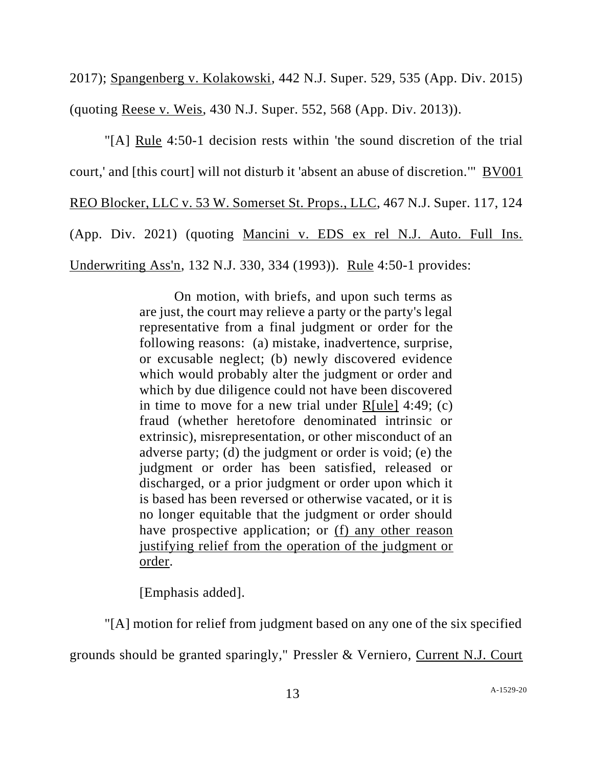2017); Spangenberg v. Kolakowski, 442 N.J. Super. 529, 535 (App. Div. 2015) (quoting Reese v. Weis, 430 N.J. Super. 552, 568 (App. Div. 2013)).

"[A] Rule 4:50-1 decision rests within 'the sound discretion of the trial court,' and [this court] will not disturb it 'absent an abuse of discretion.'" BV001 REO Blocker, LLC v. 53 W. Somerset St. Props., LLC, 467 N.J. Super. 117, 124 (App. Div. 2021) (quoting Mancini v. EDS ex rel N.J. Auto. Full Ins. Underwriting Ass'n, 132 N.J. 330, 334 (1993)). Rule 4:50-1 provides:

> On motion, with briefs, and upon such terms as are just, the court may relieve a party or the party's legal representative from a final judgment or order for the following reasons: (a) mistake, inadvertence, surprise, or excusable neglect; (b) newly discovered evidence which would probably alter the judgment or order and which by due diligence could not have been discovered in time to move for a new trial under R[ule] 4:49; (c) fraud (whether heretofore denominated intrinsic or extrinsic), misrepresentation, or other misconduct of an adverse party; (d) the judgment or order is void; (e) the judgment or order has been satisfied, released or discharged, or a prior judgment or order upon which it is based has been reversed or otherwise vacated, or it is no longer equitable that the judgment or order should have prospective application; or (f) any other reason justifying relief from the operation of the judgment or order.
>
> [Emphasis added].

"[A] motion for relief from judgment based on any one of the six specified grounds should be granted sparingly," Pressler & Verniero, Current N.J. Court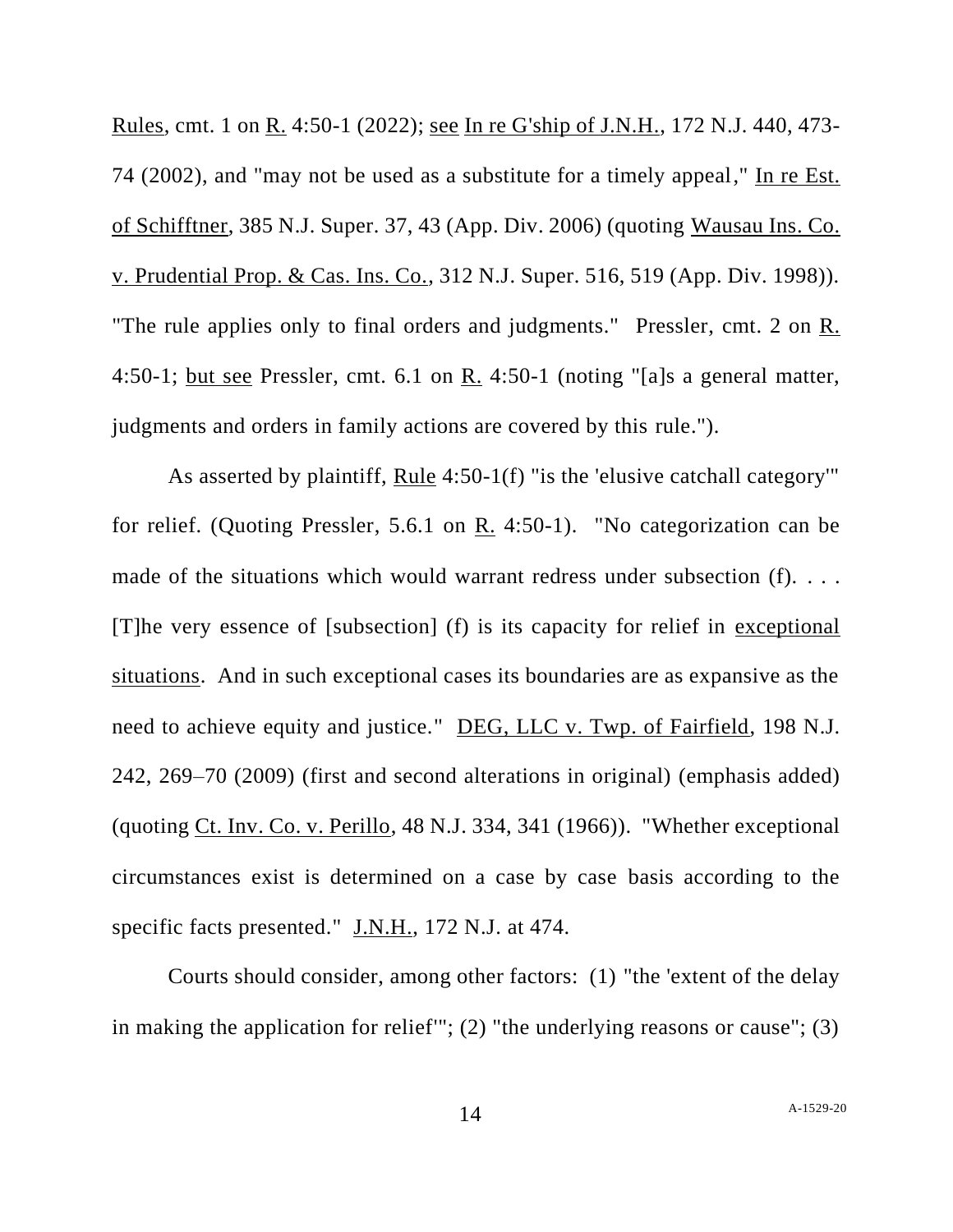Rules, cmt. 1 on R. 4:50-1 (2022); see In re G'ship of J.N.H., 172 N.J. 440, 473-74 (2002), and "may not be used as a substitute for a timely appeal," In re Est. of Schifftner, 385 N.J. Super. 37, 43 (App. Div. 2006) (quoting Wausau Ins. Co. v. Prudential Prop. & Cas. Ins. Co., 312 N.J. Super. 516, 519 (App. Div. 1998)). "The rule applies only to final orders and judgments." Pressler, cmt. 2 on R. 4:50-1; but see Pressler, cmt. 6.1 on R. 4:50-1 (noting "[a]s a general matter, judgments and orders in family actions are covered by this rule.").

As asserted by plaintiff, Rule 4:50-1(f) "is the 'elusive catchall category'" for relief. (Quoting Pressler, 5.6.1 on R. 4:50-1). "No categorization can be made of the situations which would warrant redress under subsection (f). . . . [T]he very essence of [subsection] (f) is its capacity for relief in exceptional situations. And in such exceptional cases its boundaries are as expansive as the need to achieve equity and justice." DEG, LLC v. Twp. of Fairfield, 198 N.J. 242, 269–70 (2009) (first and second alterations in original) (emphasis added) (quoting Ct. Inv. Co. v. Perillo, 48 N.J. 334, 341 (1966)). "Whether exceptional circumstances exist is determined on a case by case basis according to the specific facts presented." J.N.H., 172 N.J. at 474.

Courts should consider, among other factors: (1) "the 'extent of the delay in making the application for relief'"; (2) "the underlying reasons or cause"; (3)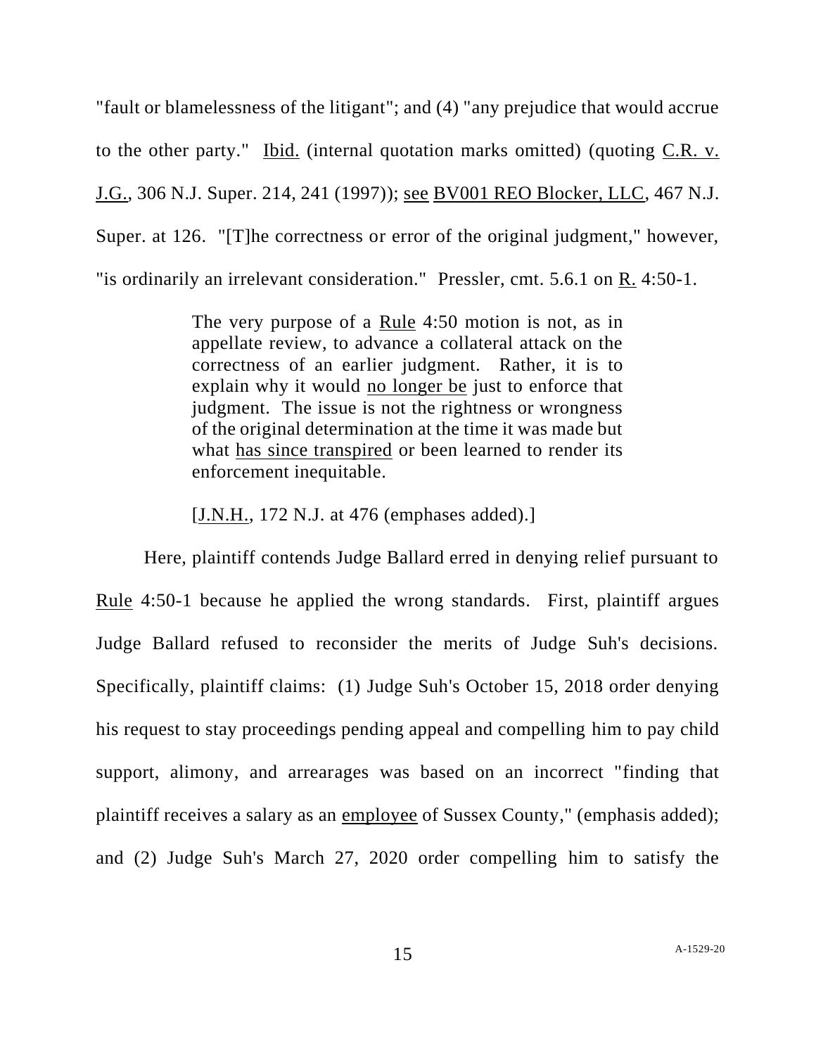"fault or blamelessness of the litigant"; and (4) "any prejudice that would accrue to the other party." Ibid. (internal quotation marks omitted) (quoting C.R. v. J.G., 306 N.J. Super. 214, 241 (1997)); see BV001 REO Blocker, LLC, 467 N.J. Super. at 126. "[T]he correctness or error of the original judgment," however, "is ordinarily an irrelevant consideration." Pressler, cmt. 5.6.1 on R. 4:50-1.

> The very purpose of a Rule 4:50 motion is not, as in appellate review, to advance a collateral attack on the correctness of an earlier judgment. Rather, it is to explain why it would no longer be just to enforce that judgment. The issue is not the rightness or wrongness of the original determination at the time it was made but what has since transpired or been learned to render its enforcement inequitable.
>
> [J.N.H., 172 N.J. at 476 (emphases added).]

Here, plaintiff contends Judge Ballard erred in denying relief pursuant to Rule 4:50-1 because he applied the wrong standards. First, plaintiff argues Judge Ballard refused to reconsider the merits of Judge Suh's decisions. Specifically, plaintiff claims: (1) Judge Suh's October 15, 2018 order denying his request to stay proceedings pending appeal and compelling him to pay child support, alimony, and arrearages was based on an incorrect "finding that plaintiff receives a salary as an employee of Sussex County," (emphasis added); and (2) Judge Suh's March 27, 2020 order compelling him to satisfy the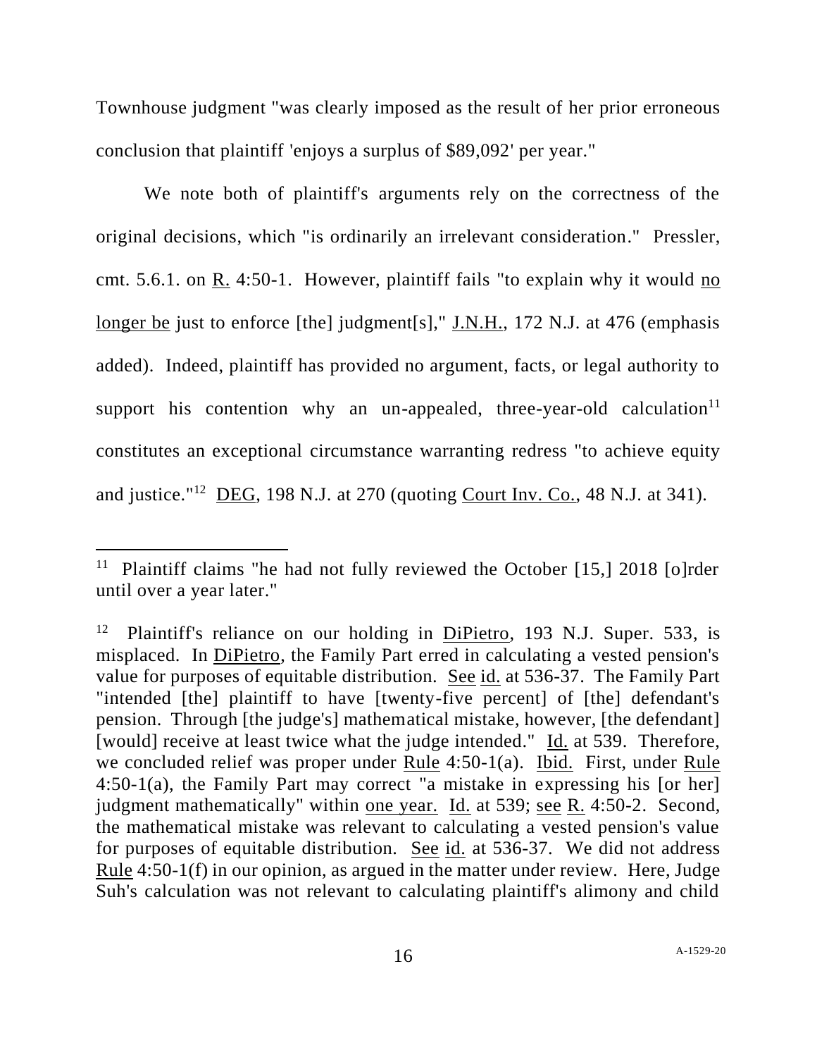Townhouse judgment "was clearly imposed as the result of her prior erroneous conclusion that plaintiff 'enjoys a surplus of $89,092' per year."

We note both of plaintiff's arguments rely on the correctness of the original decisions, which "is ordinarily an irrelevant consideration." Pressler, cmt. 5.6.1. on R. 4:50-1. However, plaintiff fails "to explain why it would no longer be just to enforce [the] judgment[s]," J.N.H., 172 N.J. at 476 (emphasis added). Indeed, plaintiff has provided no argument, facts, or legal authority to support his contention why an un-appealed, three-year-old calculation[11] constitutes an exceptional circumstance warranting redress "to achieve equity and justice."[12] DEG, 198 N.J. at 270 (quoting Court Inv. Co., 48 N.J. at 341).

---

[11] Plaintiff claims "he had not fully reviewed the October [15,] 2018 [o]rder until over a year later."

[12] Plaintiff's reliance on our holding in DiPietro, 193 N.J. Super. 533, is misplaced. In DiPietro, the Family Part erred in calculating a vested pension's value for purposes of equitable distribution. See id. at 536-37. The Family Part "intended [the] plaintiff to have [twenty-five percent] of [the] defendant's pension. Through [the judge's] mathematical mistake, however, [the defendant] [would] receive at least twice what the judge intended." Id. at 539. Therefore, we concluded relief was proper under Rule 4:50-1(a). Ibid. First, under Rule 4:50-1(a), the Family Part may correct "a mistake in expressing his [or her] judgment mathematically" within one year. Id. at 539; see R. 4:50-2. Second, the mathematical mistake was relevant to calculating a vested pension's value for purposes of equitable distribution. See id. at 536-37. We did not address Rule 4:50-1(f) in our opinion, as argued in the matter under review. Here, Judge Suh's calculation was not relevant to calculating plaintiff's alimony and child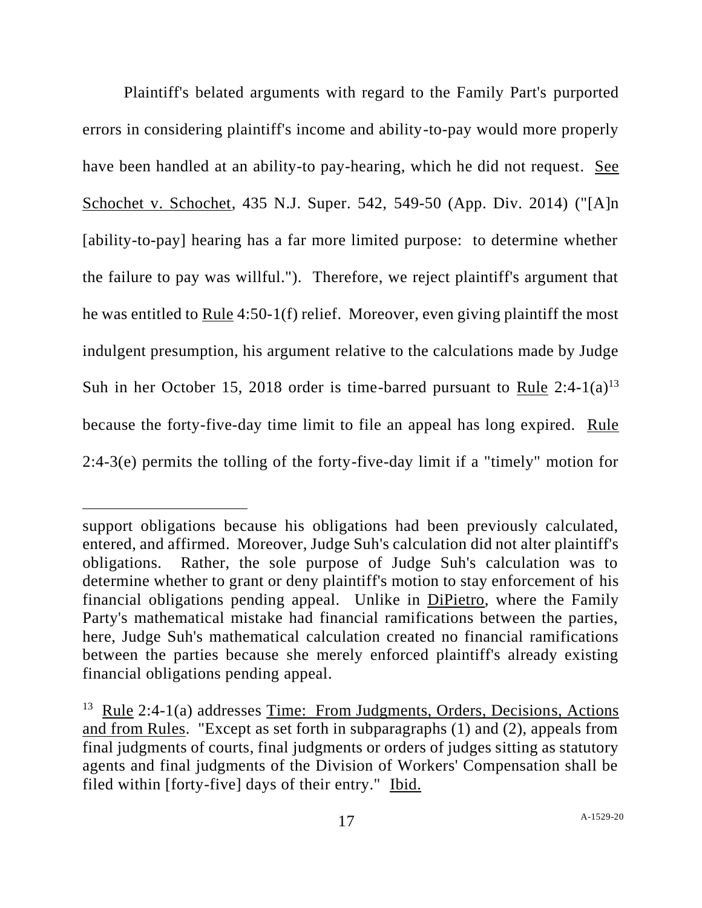Plaintiff's belated arguments with regard to the Family Part's purported errors in considering plaintiff's income and ability-to-pay would more properly have been handled at an ability-to pay-hearing, which he did not request. See Schochet v. Schochet, 435 N.J. Super. 542, 549-50 (App. Div. 2014) ("[A]n [ability-to-pay] hearing has a far more limited purpose: to determine whether the failure to pay was willful."). Therefore, we reject plaintiff's argument that he was entitled to Rule 4:50-1(f) relief. Moreover, even giving plaintiff the most indulgent presumption, his argument relative to the calculations made by Judge Suh in her October 15, 2018 order is time-barred pursuant to Rule 2:4-1(a)[13] because the forty-five-day time limit to file an appeal has long expired. Rule 2:4-3(e) permits the tolling of the forty-five-day limit if a "timely" motion for

---

support obligations because his obligations had been previously calculated, entered, and affirmed. Moreover, Judge Suh's calculation did not alter plaintiff's obligations. Rather, the sole purpose of Judge Suh's calculation was to determine whether to grant or deny plaintiff's motion to stay enforcement of his financial obligations pending appeal. Unlike in DiPietro, where the Family Party's mathematical mistake had financial ramifications between the parties, here, Judge Suh's mathematical calculation created no financial ramifications between the parties because she merely enforced plaintiff's already existing financial obligations pending appeal.

[13] Rule 2:4-1(a) addresses Time: From Judgments, Orders, Decisions, Actions and from Rules. "Except as set forth in subparagraphs (1) and (2), appeals from final judgments of courts, final judgments or orders of judges sitting as statutory agents and final judgments of the Division of Workers' Compensation shall be filed within [forty-five] days of their entry." Ibid.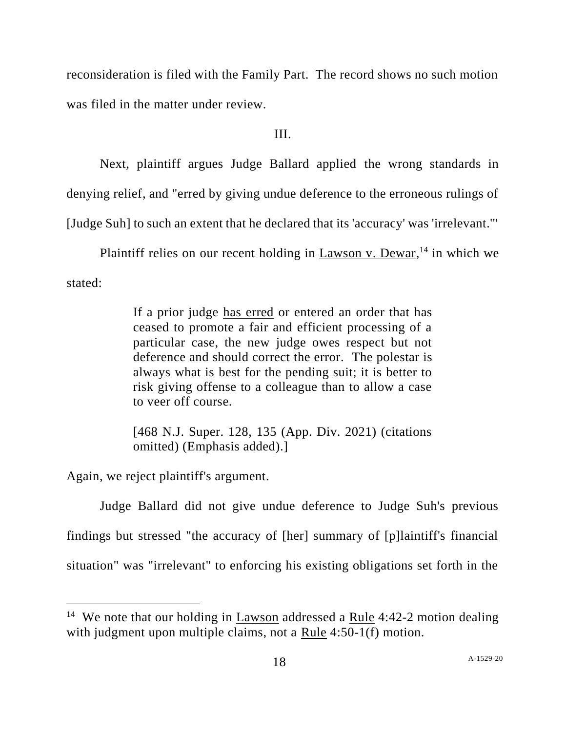reconsideration is filed with the Family Part. The record shows no such motion was filed in the matter under review.

III.

Next, plaintiff argues Judge Ballard applied the wrong standards in denying relief, and "erred by giving undue deference to the erroneous rulings of [Judge Suh] to such an extent that he declared that its 'accuracy' was 'irrelevant.'"

Plaintiff relies on our recent holding in Lawson v. Dewar,[14] in which we stated:

> If a prior judge has erred or entered an order that has ceased to promote a fair and efficient processing of a particular case, the new judge owes respect but not deference and should correct the error. The polestar is always what is best for the pending suit; it is better to risk giving offense to a colleague than to allow a case to veer off course.
>
> [468 N.J. Super. 128, 135 (App. Div. 2021) (citations omitted) (Emphasis added).]

Again, we reject plaintiff's argument.

Judge Ballard did not give undue deference to Judge Suh's previous findings but stressed "the accuracy of [her] summary of [p]laintiff's financial situation" was "irrelevant" to enforcing his existing obligations set forth in the

---

[14] We note that our holding in Lawson addressed a Rule 4:42-2 motion dealing with judgment upon multiple claims, not a Rule 4:50-1(f) motion.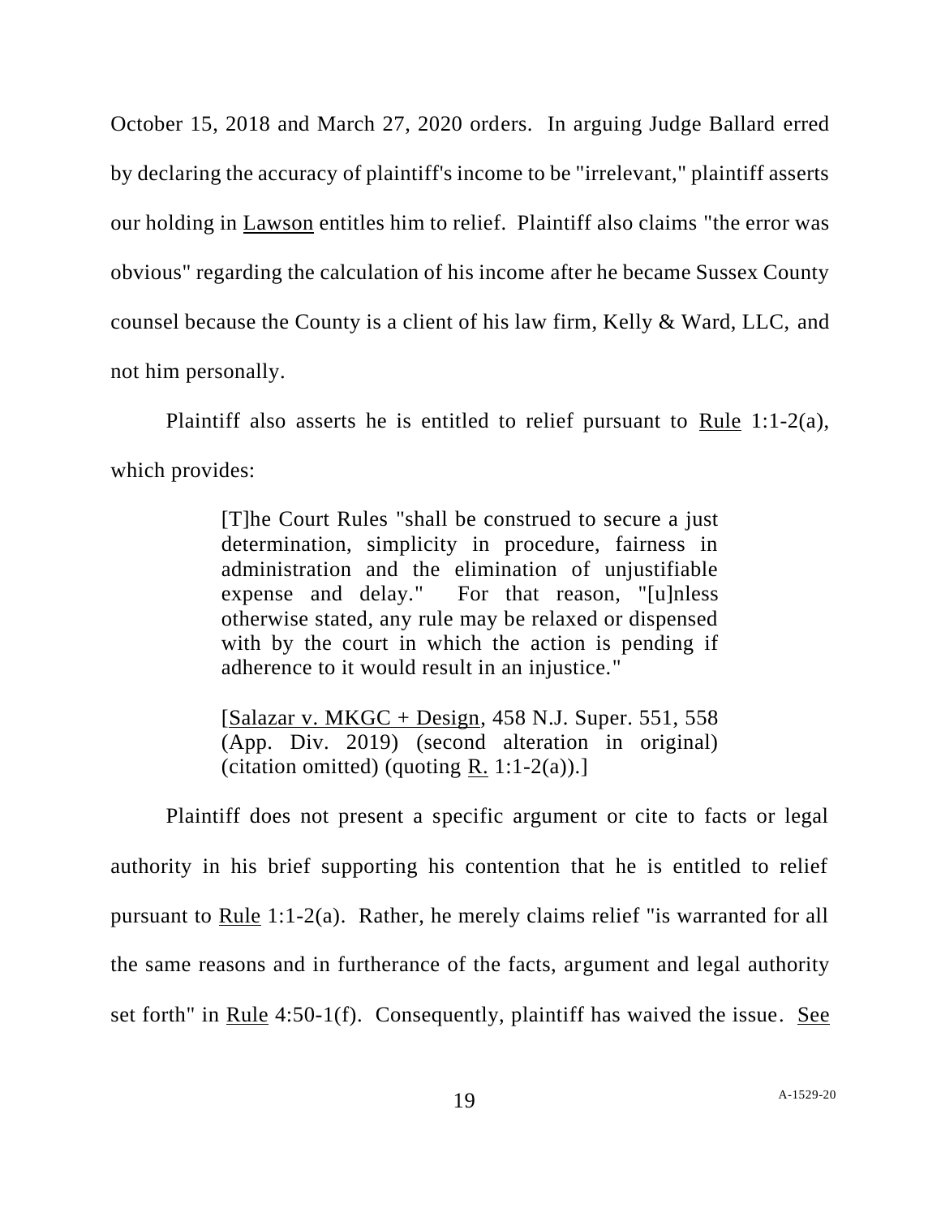October 15, 2018 and March 27, 2020 orders. In arguing Judge Ballard erred by declaring the accuracy of plaintiff's income to be "irrelevant," plaintiff asserts our holding in Lawson entitles him to relief. Plaintiff also claims "the error was obvious" regarding the calculation of his income after he became Sussex County counsel because the County is a client of his law firm, Kelly & Ward, LLC, and not him personally.

Plaintiff also asserts he is entitled to relief pursuant to Rule 1:1-2(a), which provides:

> [T]he Court Rules "shall be construed to secure a just determination, simplicity in procedure, fairness in administration and the elimination of unjustifiable expense and delay." For that reason, "[u]nless otherwise stated, any rule may be relaxed or dispensed with by the court in which the action is pending if adherence to it would result in an injustice."
>
> [Salazar v. MKGC + Design, 458 N.J. Super. 551, 558 (App. Div. 2019) (second alteration in original) (citation omitted) (quoting R. 1:1-2(a)).]

Plaintiff does not present a specific argument or cite to facts or legal authority in his brief supporting his contention that he is entitled to relief pursuant to Rule 1:1-2(a). Rather, he merely claims relief "is warranted for all the same reasons and in furtherance of the facts, argument and legal authority set forth" in Rule 4:50-1(f). Consequently, plaintiff has waived the issue. See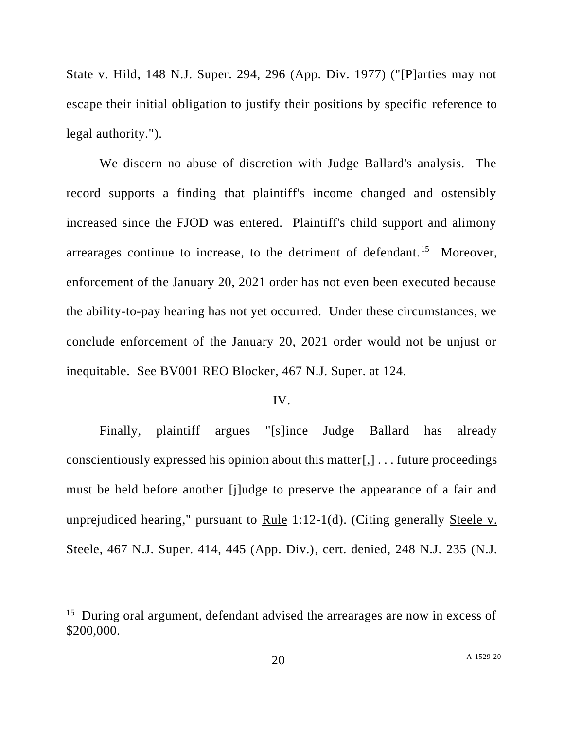State v. Hild, 148 N.J. Super. 294, 296 (App. Div. 1977) ("[P]arties may not escape their initial obligation to justify their positions by specific reference to legal authority.").

We discern no abuse of discretion with Judge Ballard's analysis. The record supports a finding that plaintiff's income changed and ostensibly increased since the FJOD was entered. Plaintiff's child support and alimony arrearages continue to increase, to the detriment of defendant.[15] Moreover, enforcement of the January 20, 2021 order has not even been executed because the ability-to-pay hearing has not yet occurred. Under these circumstances, we conclude enforcement of the January 20, 2021 order would not be unjust or inequitable. See BV001 REO Blocker, 467 N.J. Super. at 124.

IV.

Finally, plaintiff argues "[s]ince Judge Ballard has already conscientiously expressed his opinion about this matter[,] . . . future proceedings must be held before another [j]udge to preserve the appearance of a fair and unprejudiced hearing," pursuant to Rule 1:12-1(d). (Citing generally Steele v. Steele, 467 N.J. Super. 414, 445 (App. Div.), cert. denied, 248 N.J. 235 (N.J.

---

[15] During oral argument, defendant advised the arrearages are now in excess of $200,000.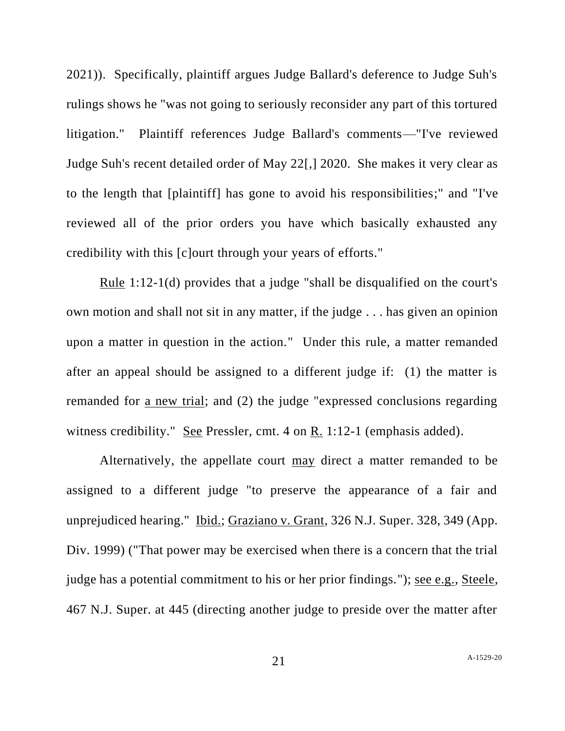2021)). Specifically, plaintiff argues Judge Ballard's deference to Judge Suh's rulings shows he "was not going to seriously reconsider any part of this tortured litigation." Plaintiff references Judge Ballard's comments—"I've reviewed Judge Suh's recent detailed order of May 22[,] 2020. She makes it very clear as to the length that [plaintiff] has gone to avoid his responsibilities;" and "I've reviewed all of the prior orders you have which basically exhausted any credibility with this [c]ourt through your years of efforts."

Rule 1:12-1(d) provides that a judge "shall be disqualified on the court's own motion and shall not sit in any matter, if the judge . . . has given an opinion upon a matter in question in the action." Under this rule, a matter remanded after an appeal should be assigned to a different judge if: (1) the matter is remanded for a new trial; and (2) the judge "expressed conclusions regarding witness credibility." See Pressler, cmt. 4 on R. 1:12-1 (emphasis added).

Alternatively, the appellate court may direct a matter remanded to be assigned to a different judge "to preserve the appearance of a fair and unprejudiced hearing." Ibid.; Graziano v. Grant, 326 N.J. Super. 328, 349 (App. Div. 1999) ("That power may be exercised when there is a concern that the trial judge has a potential commitment to his or her prior findings."); see e.g., Steele, 467 N.J. Super. at 445 (directing another judge to preside over the matter after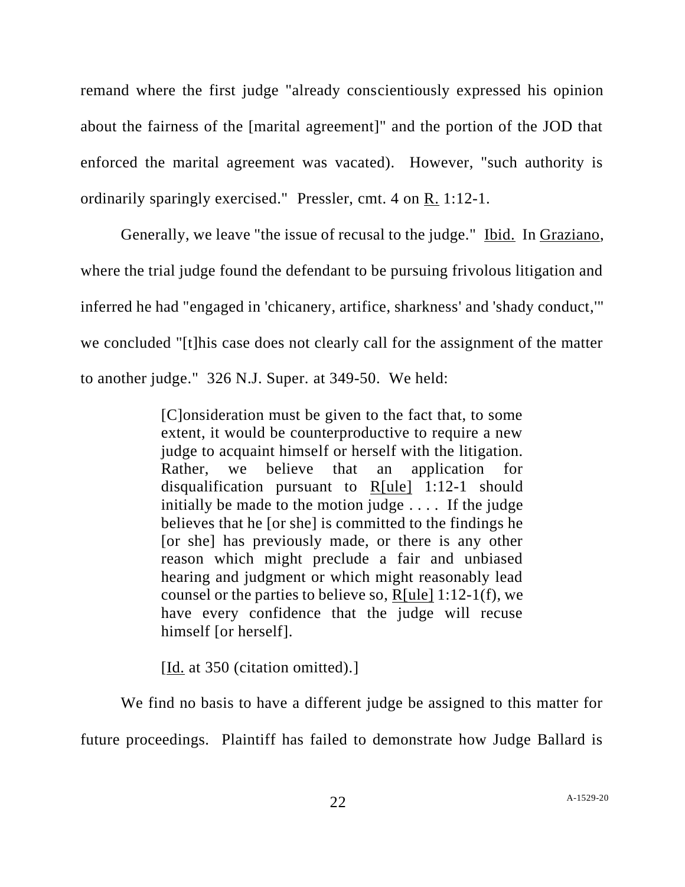remand where the first judge "already conscientiously expressed his opinion about the fairness of the [marital agreement]" and the portion of the JOD that enforced the marital agreement was vacated). However, "such authority is ordinarily sparingly exercised." Pressler, cmt. 4 on R. 1:12-1.

Generally, we leave "the issue of recusal to the judge." Ibid. In Graziano, where the trial judge found the defendant to be pursuing frivolous litigation and inferred he had "engaged in 'chicanery, artifice, sharkness' and 'shady conduct,'" we concluded "[t]his case does not clearly call for the assignment of the matter to another judge." 326 N.J. Super. at 349-50. We held:

> [C]onsideration must be given to the fact that, to some extent, it would be counterproductive to require a new judge to acquaint himself or herself with the litigation. Rather, we believe that an application for disqualification pursuant to R[ule] 1:12-1 should initially be made to the motion judge . . . . If the judge believes that he [or she] is committed to the findings he [or she] has previously made, or there is any other reason which might preclude a fair and unbiased hearing and judgment or which might reasonably lead counsel or the parties to believe so, R[ule] 1:12-1(f), we have every confidence that the judge will recuse himself [or herself].
>
> [Id. at 350 (citation omitted).]

We find no basis to have a different judge be assigned to this matter for future proceedings. Plaintiff has failed to demonstrate how Judge Ballard is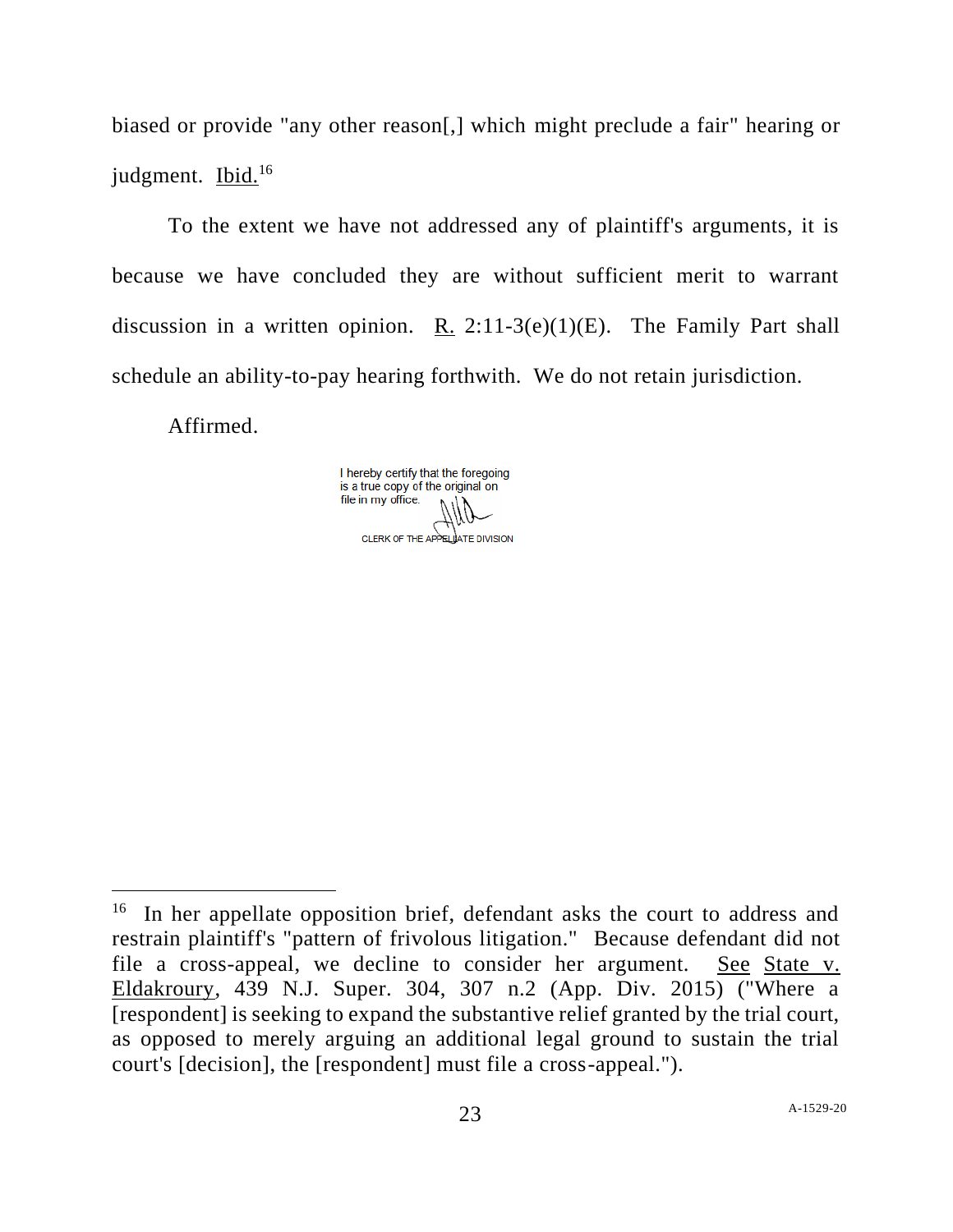biased or provide "any other reason[,] which might preclude a fair" hearing or judgment. Ibid.[16]

To the extent we have not addressed any of plaintiff's arguments, it is because we have concluded they are without sufficient merit to warrant discussion in a written opinion. R. 2:11-3(e)(1)(E). The Family Part shall schedule an ability-to-pay hearing forthwith. We do not retain jurisdiction.

Affirmed.

I hereby certify that the foregoing is a true copy of the original on file in my office.

CLERK OF THE APPELLATE DIVISION

---

[16] In her appellate opposition brief, defendant asks the court to address and restrain plaintiff's "pattern of frivolous litigation." Because defendant did not file a cross-appeal, we decline to consider her argument. See State v. Eldakroury, 439 N.J. Super. 304, 307 n.2 (App. Div. 2015) ("Where a [respondent] is seeking to expand the substantive relief granted by the trial court, as opposed to merely arguing an additional legal ground to sustain the trial court's [decision], the [respondent] must file a cross-appeal.").